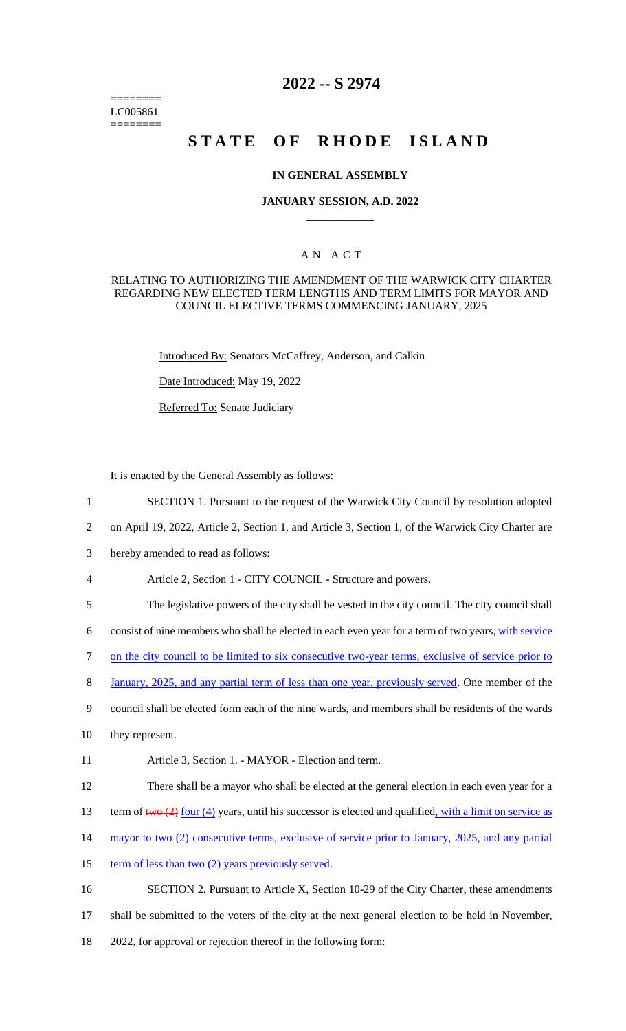========
LC005861
========

# 2022 -- S 2974

# STATE OF RHODE ISLAND

## IN GENERAL ASSEMBLY

### JANUARY SESSION, A.D. 2022

____________

### A N A C T

#### RELATING TO AUTHORIZING THE AMENDMENT OF THE WARWICK CITY CHARTER REGARDING NEW ELECTED TERM LENGTHS AND TERM LIMITS FOR MAYOR AND COUNCIL ELECTIVE TERMS COMMENCING JANUARY, 2025

Introduced By: Senators McCaffrey, Anderson, and Calkin

Date Introduced: May 19, 2022

Referred To: Senate Judiciary

It is enacted by the General Assembly as follows:

1 SECTION 1. Pursuant to the request of the Warwick City Council by resolution adopted
2 on April 19, 2022, Article 2, Section 1, and Article 3, Section 1, of the Warwick City Charter are
3 hereby amended to read as follows:

4 Article 2, Section 1 - CITY COUNCIL - Structure and powers.

5 The legislative powers of the city shall be vested in the city council. The city council shall
6 consist of nine members who shall be elected in each even year for a term of two years, with service
7 on the city council to be limited to six consecutive two-year terms, exclusive of service prior to
8 January, 2025, and any partial term of less than one year, previously served. One member of the
9 council shall be elected form each of the nine wards, and members shall be residents of the wards
10 they represent.

11 Article 3, Section 1. - MAYOR - Election and term.

12 There shall be a mayor who shall be elected at the general election in each even year for a
13 term of ~~two (2)~~ four (4) years, until his successor is elected and qualified, with a limit on service as
14 mayor to two (2) consecutive terms, exclusive of service prior to January, 2025, and any partial
15 term of less than two (2) years previously served.

16 SECTION 2. Pursuant to Article X, Section 10-29 of the City Charter, these amendments
17 shall be submitted to the voters of the city at the next general election to be held in November,
18 2022, for approval or rejection thereof in the following form: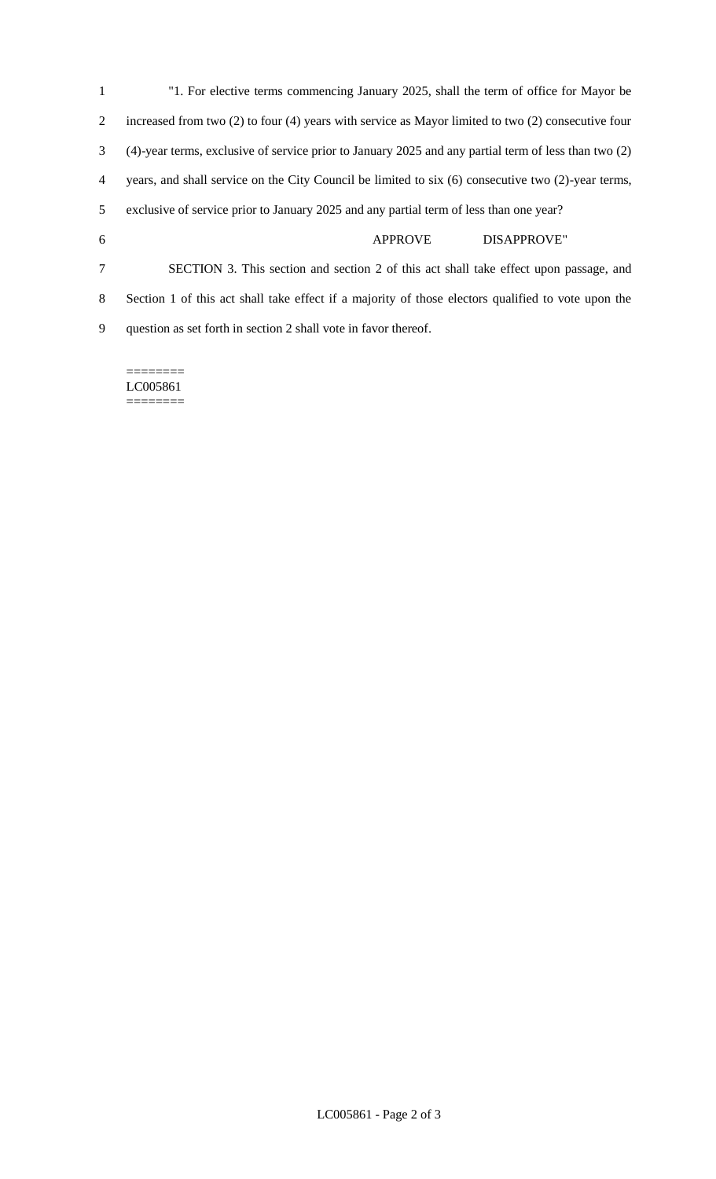"1. For elective terms commencing January 2025, shall the term of office for Mayor be increased from two (2) to four (4) years with service as Mayor limited to two (2) consecutive four (4)-year terms, exclusive of service prior to January 2025 and any partial term of less than two (2) years, and shall service on the City Council be limited to six (6) consecutive two (2)-year terms, exclusive of service prior to January 2025 and any partial term of less than one year?

APPROVE DISAPPROVE"

SECTION 3. This section and section 2 of this act shall take effect upon passage, and Section 1 of this act shall take effect if a majority of those electors qualified to vote upon the question as set forth in section 2 shall vote in favor thereof.

========
LC005861
========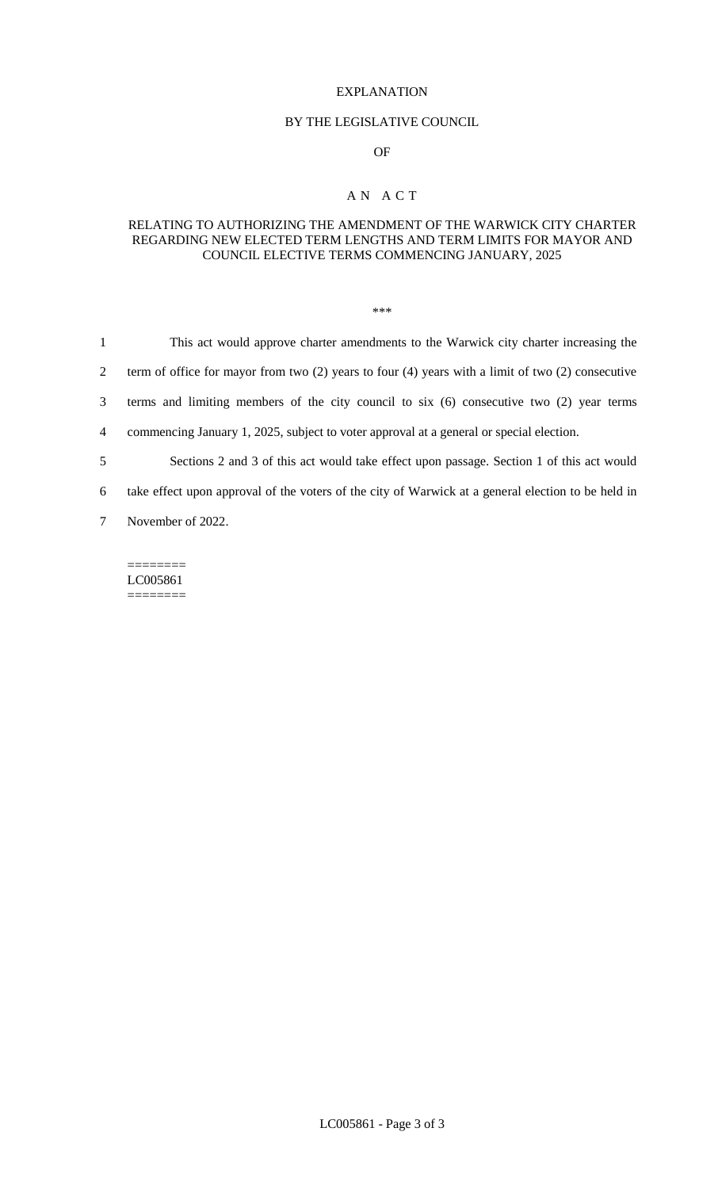EXPLANATION

BY THE LEGISLATIVE COUNCIL

OF

A N A C T

RELATING TO AUTHORIZING THE AMENDMENT OF THE WARWICK CITY CHARTER REGARDING NEW ELECTED TERM LENGTHS AND TERM LIMITS FOR MAYOR AND COUNCIL ELECTIVE TERMS COMMENCING JANUARY, 2025

\*\*\*

1 This act would approve charter amendments to the Warwick city charter increasing the
2 term of office for mayor from two (2) years to four (4) years with a limit of two (2) consecutive
3 terms and limiting members of the city council to six (6) consecutive two (2) year terms
4 commencing January 1, 2025, subject to voter approval at a general or special election.
5 Sections 2 and 3 of this act would take effect upon passage. Section 1 of this act would
6 take effect upon approval of the voters of the city of Warwick at a general election to be held in
7 November of 2022.

========
LC005861
========